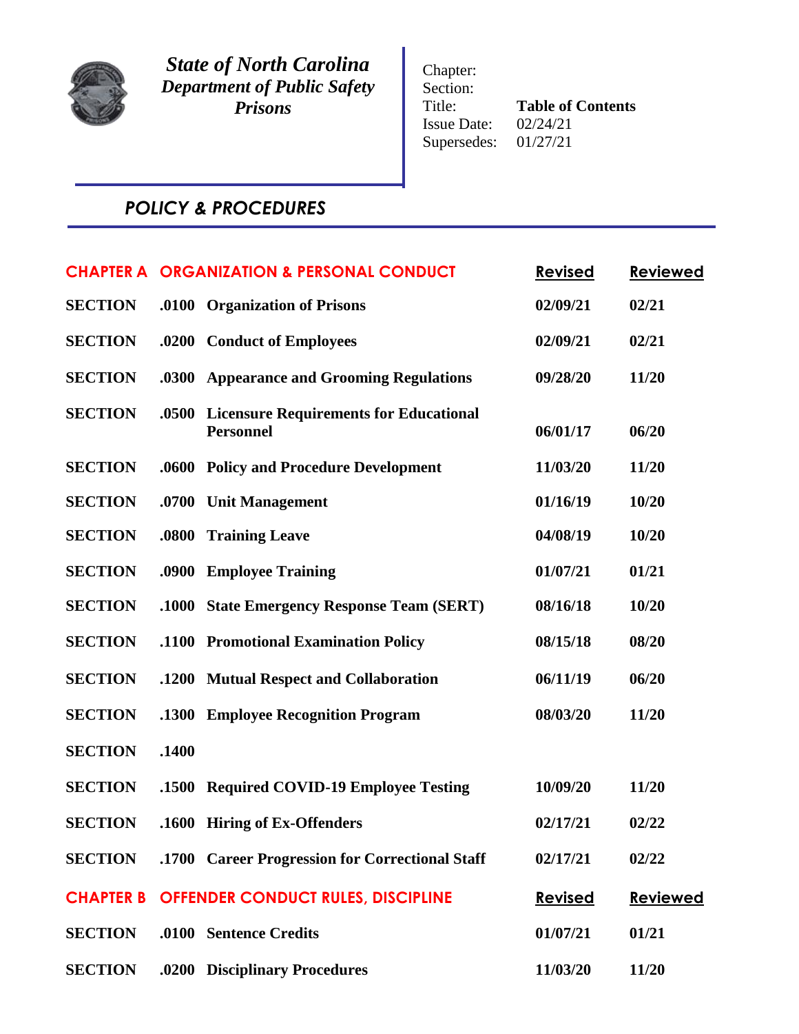*State of North Carolina*
*Department of Public Safety*
*Prisons*

Chapter:
Section:
Title: **Table of Contents**
Issue Date: 02/24/21
Supersedes: 01/27/21

## *POLICY & PROCEDURES*

| **CHAPTER A** | **ORGANIZATION & PERSONAL CONDUCT** | **Revised** | **Reviewed** |
|---|---|---|---|
| **SECTION** | **.0100 Organization of Prisons** | **02/09/21** | **02/21** |
| **SECTION** | **.0200 Conduct of Employees** | **02/09/21** | **02/21** |
| **SECTION** | **.0300 Appearance and Grooming Regulations** | **09/28/20** | **11/20** |
| **SECTION** | **.0500 Licensure Requirements for Educational Personnel** | **06/01/17** | **06/20** |
| **SECTION** | **.0600 Policy and Procedure Development** | **11/03/20** | **11/20** |
| **SECTION** | **.0700 Unit Management** | **01/16/19** | **10/20** |
| **SECTION** | **.0800 Training Leave** | **04/08/19** | **10/20** |
| **SECTION** | **.0900 Employee Training** | **01/07/21** | **01/21** |
| **SECTION** | **.1000 State Emergency Response Team (SERT)** | **08/16/18** | **10/20** |
| **SECTION** | **.1100 Promotional Examination Policy** | **08/15/18** | **08/20** |
| **SECTION** | **.1200 Mutual Respect and Collaboration** | **06/11/19** | **06/20** |
| **SECTION** | **.1300 Employee Recognition Program** | **08/03/20** | **11/20** |
| **SECTION** | **.1400** | | |
| **SECTION** | **.1500 Required COVID-19 Employee Testing** | **10/09/20** | **11/20** |
| **SECTION** | **.1600 Hiring of Ex-Offenders** | **02/17/21** | **02/22** |
| **SECTION** | **.1700 Career Progression for Correctional Staff** | **02/17/21** | **02/22** |
| **CHAPTER B** | **OFFENDER CONDUCT RULES, DISCIPLINE** | **Revised** | **Reviewed** |
| **SECTION** | **.0100 Sentence Credits** | **01/07/21** | **01/21** |
| **SECTION** | **.0200 Disciplinary Procedures** | **11/03/20** | **11/20** |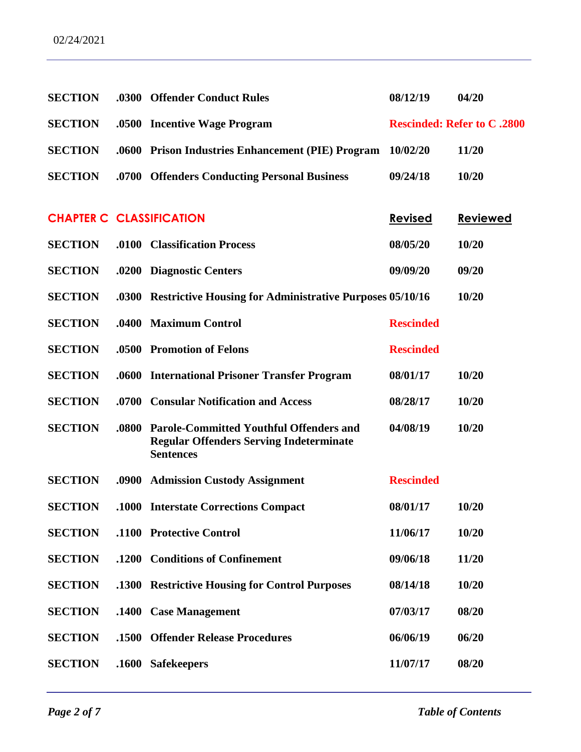| | | | | |
|---|---|---|---|---|
| **SECTION** | **.0300** | **Offender Conduct Rules** | **08/12/19** | **04/20** |
| **SECTION** | **.0500** | **Incentive Wage Program** | **Rescinded: Refer to C .2800** | |
| **SECTION** | **.0600** | **Prison Industries Enhancement (PIE) Program** | **10/02/20** | **11/20** |
| **SECTION** | **.0700** | **Offenders Conducting Personal Business** | **09/24/18** | **10/20** |

## CHAPTER C CLASSIFICATION

| | | | Revised | Reviewed |
|---|---|---|---|---|
| **SECTION** | **.0100** | **Classification Process** | **08/05/20** | **10/20** |
| **SECTION** | **.0200** | **Diagnostic Centers** | **09/09/20** | **09/20** |
| **SECTION** | **.0300** | **Restrictive Housing for Administrative Purposes** | **05/10/16** | **10/20** |
| **SECTION** | **.0400** | **Maximum Control** | **Rescinded** | |
| **SECTION** | **.0500** | **Promotion of Felons** | **Rescinded** | |
| **SECTION** | **.0600** | **International Prisoner Transfer Program** | **08/01/17** | **10/20** |
| **SECTION** | **.0700** | **Consular Notification and Access** | **08/28/17** | **10/20** |
| **SECTION** | **.0800** | **Parole-Committed Youthful Offenders and Regular Offenders Serving Indeterminate Sentences** | **04/08/19** | **10/20** |
| **SECTION** | **.0900** | **Admission Custody Assignment** | **Rescinded** | |
| **SECTION** | **.1000** | **Interstate Corrections Compact** | **08/01/17** | **10/20** |
| **SECTION** | **.1100** | **Protective Control** | **11/06/17** | **10/20** |
| **SECTION** | **.1200** | **Conditions of Confinement** | **09/06/18** | **11/20** |
| **SECTION** | **.1300** | **Restrictive Housing for Control Purposes** | **08/14/18** | **10/20** |
| **SECTION** | **.1400** | **Case Management** | **07/03/17** | **08/20** |
| **SECTION** | **.1500** | **Offender Release Procedures** | **06/06/19** | **06/20** |
| **SECTION** | **.1600** | **Safekeepers** | **11/07/17** | **08/20** |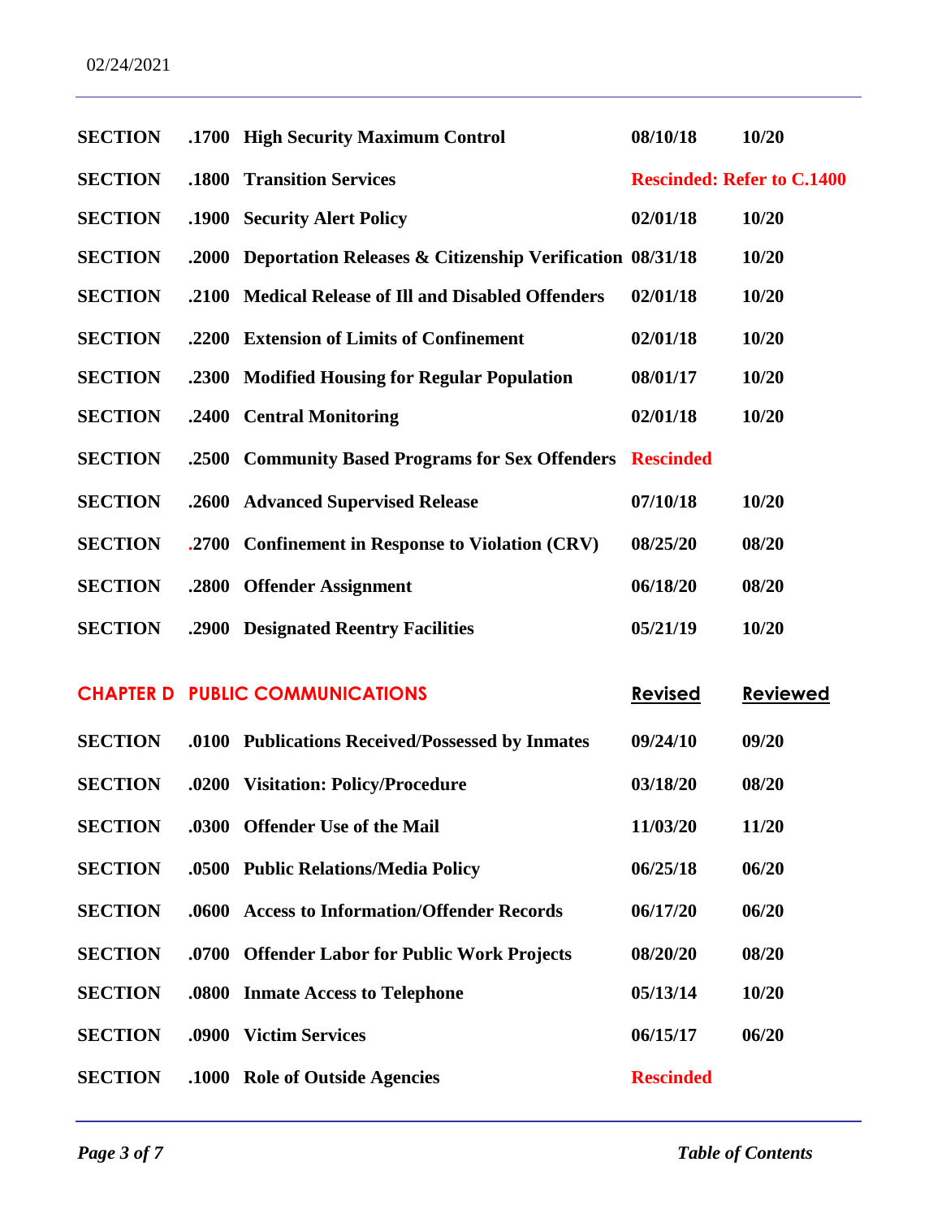| | | | | |
|---|---|---|---|---|
| **SECTION** | **.1700** | **High Security Maximum Control** | **08/10/18** | **10/20** |
| **SECTION** | **.1800** | **Transition Services** | **Rescinded: Refer to C.1400** | |
| **SECTION** | **.1900** | **Security Alert Policy** | **02/01/18** | **10/20** |
| **SECTION** | **.2000** | **Deportation Releases & Citizenship Verification** | **08/31/18** | **10/20** |
| **SECTION** | **.2100** | **Medical Release of Ill and Disabled Offenders** | **02/01/18** | **10/20** |
| **SECTION** | **.2200** | **Extension of Limits of Confinement** | **02/01/18** | **10/20** |
| **SECTION** | **.2300** | **Modified Housing for Regular Population** | **08/01/17** | **10/20** |
| **SECTION** | **.2400** | **Central Monitoring** | **02/01/18** | **10/20** |
| **SECTION** | **.2500** | **Community Based Programs for Sex Offenders** | **Rescinded** | |
| **SECTION** | **.2600** | **Advanced Supervised Release** | **07/10/18** | **10/20** |
| **SECTION** | **.2700** | **Confinement in Response to Violation (CRV)** | **08/25/20** | **08/20** |
| **SECTION** | **.2800** | **Offender Assignment** | **06/18/20** | **08/20** |
| **SECTION** | **.2900** | **Designated Reentry Facilities** | **05/21/19** | **10/20** |

## CHAPTER D PUBLIC COMMUNICATIONS

| | | | Revised | Reviewed |
|---|---|---|---|---|
| **SECTION** | **.0100** | **Publications Received/Possessed by Inmates** | **09/24/10** | **09/20** |
| **SECTION** | **.0200** | **Visitation: Policy/Procedure** | **03/18/20** | **08/20** |
| **SECTION** | **.0300** | **Offender Use of the Mail** | **11/03/20** | **11/20** |
| **SECTION** | **.0500** | **Public Relations/Media Policy** | **06/25/18** | **06/20** |
| **SECTION** | **.0600** | **Access to Information/Offender Records** | **06/17/20** | **06/20** |
| **SECTION** | **.0700** | **Offender Labor for Public Work Projects** | **08/20/20** | **08/20** |
| **SECTION** | **.0800** | **Inmate Access to Telephone** | **05/13/14** | **10/20** |
| **SECTION** | **.0900** | **Victim Services** | **06/15/17** | **06/20** |
| **SECTION** | **.1000** | **Role of Outside Agencies** | **Rescinded** | |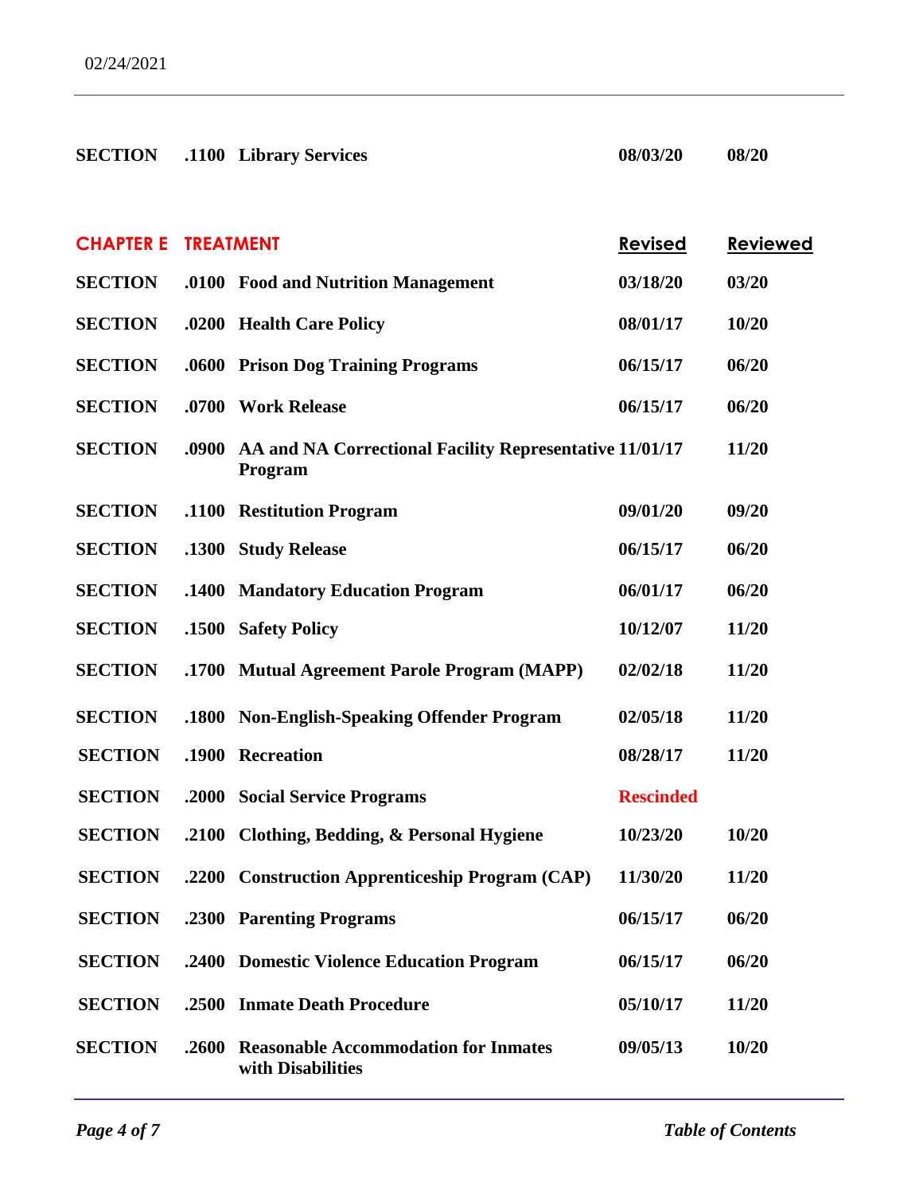| | | | Revised | Reviewed |
|---|---|---|---|---|
| **SECTION** | **.1100** | **Library Services** | **08/03/20** | **08/20** |

| **CHAPTER E** | **TREATMENT** | | **Revised** | **Reviewed** |
|---|---|---|---|---|
| **SECTION** | **.0100** | **Food and Nutrition Management** | **03/18/20** | **03/20** |
| **SECTION** | **.0200** | **Health Care Policy** | **08/01/17** | **10/20** |
| **SECTION** | **.0600** | **Prison Dog Training Programs** | **06/15/17** | **06/20** |
| **SECTION** | **.0700** | **Work Release** | **06/15/17** | **06/20** |
| **SECTION** | **.0900** | **AA and NA Correctional Facility Representative Program** | **11/01/17** | **11/20** |
| **SECTION** | **.1100** | **Restitution Program** | **09/01/20** | **09/20** |
| **SECTION** | **.1300** | **Study Release** | **06/15/17** | **06/20** |
| **SECTION** | **.1400** | **Mandatory Education Program** | **06/01/17** | **06/20** |
| **SECTION** | **.1500** | **Safety Policy** | **10/12/07** | **11/20** |
| **SECTION** | **.1700** | **Mutual Agreement Parole Program (MAPP)** | **02/02/18** | **11/20** |
| **SECTION** | **.1800** | **Non-English-Speaking Offender Program** | **02/05/18** | **11/20** |
| **SECTION** | **.1900** | **Recreation** | **08/28/17** | **11/20** |
| **SECTION** | **.2000** | **Social Service Programs** | **Rescinded** | |
| **SECTION** | **.2100** | **Clothing, Bedding, & Personal Hygiene** | **10/23/20** | **10/20** |
| **SECTION** | **.2200** | **Construction Apprenticeship Program (CAP)** | **11/30/20** | **11/20** |
| **SECTION** | **.2300** | **Parenting Programs** | **06/15/17** | **06/20** |
| **SECTION** | **.2400** | **Domestic Violence Education Program** | **06/15/17** | **06/20** |
| **SECTION** | **.2500** | **Inmate Death Procedure** | **05/10/17** | **11/20** |
| **SECTION** | **.2600** | **Reasonable Accommodation for Inmates with Disabilities** | **09/05/13** | **10/20** |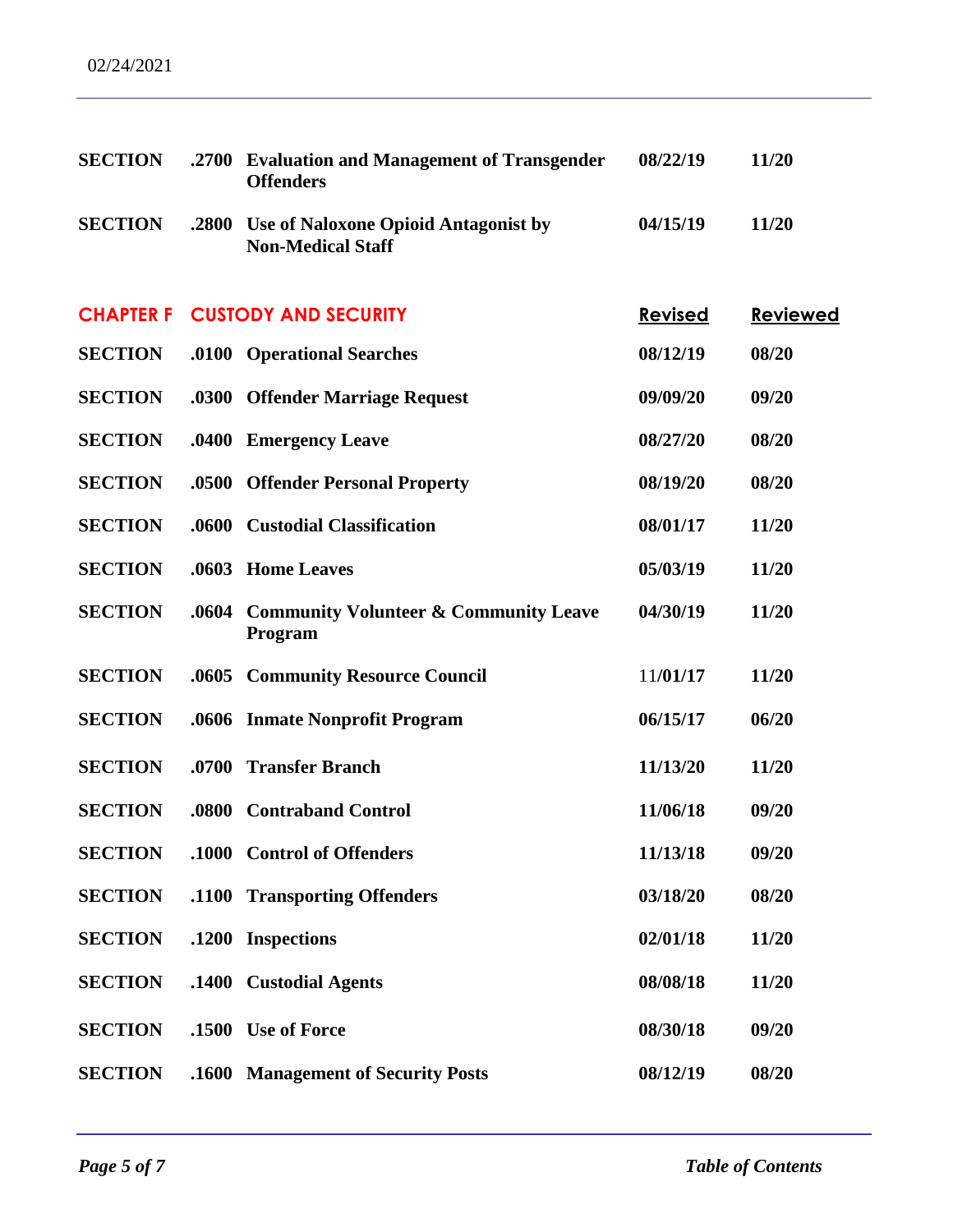| | | | Revised | Reviewed |
|---|---|---|---|---|
| **SECTION** | **.2700** | **Evaluation and Management of Transgender Offenders** | **08/22/19** | **11/20** |
| **SECTION** | **.2800** | **Use of Naloxone Opioid Antagonist by Non-Medical Staff** | **04/15/19** | **11/20** |

## CHAPTER F CUSTODY AND SECURITY

| | | | Revised | Reviewed |
|---|---|---|---|---|
| **SECTION** | **.0100** | **Operational Searches** | **08/12/19** | **08/20** |
| **SECTION** | **.0300** | **Offender Marriage Request** | **09/09/20** | **09/20** |
| **SECTION** | **.0400** | **Emergency Leave** | **08/27/20** | **08/20** |
| **SECTION** | **.0500** | **Offender Personal Property** | **08/19/20** | **08/20** |
| **SECTION** | **.0600** | **Custodial Classification** | **08/01/17** | **11/20** |
| **SECTION** | **.0603** | **Home Leaves** | **05/03/19** | **11/20** |
| **SECTION** | **.0604** | **Community Volunteer & Community Leave Program** | **04/30/19** | **11/20** |
| **SECTION** | **.0605** | **Community Resource Council** | 11/**01/17** | **11/20** |
| **SECTION** | **.0606** | **Inmate Nonprofit Program** | **06/15/17** | **06/20** |
| **SECTION** | **.0700** | **Transfer Branch** | **11/13/20** | **11/20** |
| **SECTION** | **.0800** | **Contraband Control** | **11/06/18** | **09/20** |
| **SECTION** | **.1000** | **Control of Offenders** | **11/13/18** | **09/20** |
| **SECTION** | **.1100** | **Transporting Offenders** | **03/18/20** | **08/20** |
| **SECTION** | **.1200** | **Inspections** | **02/01/18** | **11/20** |
| **SECTION** | **.1400** | **Custodial Agents** | **08/08/18** | **11/20** |
| **SECTION** | **.1500** | **Use of Force** | **08/30/18** | **09/20** |
| **SECTION** | **.1600** | **Management of Security Posts** | **08/12/19** | **08/20** |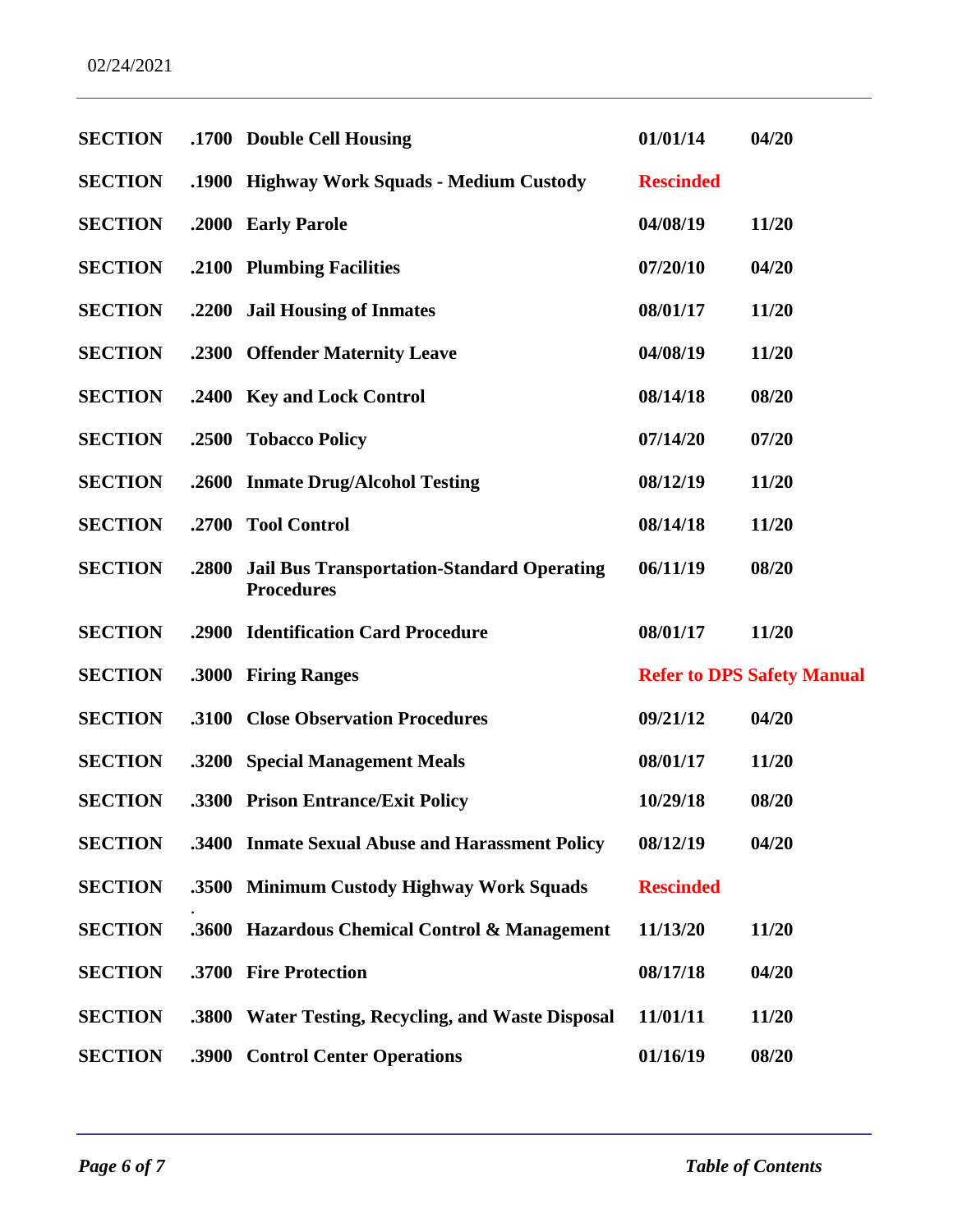| | | | | |
|---|---|---|---|---|
| **SECTION** | **.1700** | **Double Cell Housing** | **01/01/14** | **04/20** |
| **SECTION** | **.1900** | **Highway Work Squads - Medium Custody** | **Rescinded** | |
| **SECTION** | **.2000** | **Early Parole** | **04/08/19** | **11/20** |
| **SECTION** | **.2100** | **Plumbing Facilities** | **07/20/10** | **04/20** |
| **SECTION** | **.2200** | **Jail Housing of Inmates** | **08/01/17** | **11/20** |
| **SECTION** | **.2300** | **Offender Maternity Leave** | **04/08/19** | **11/20** |
| **SECTION** | **.2400** | **Key and Lock Control** | **08/14/18** | **08/20** |
| **SECTION** | **.2500** | **Tobacco Policy** | **07/14/20** | **07/20** |
| **SECTION** | **.2600** | **Inmate Drug/Alcohol Testing** | **08/12/19** | **11/20** |
| **SECTION** | **.2700** | **Tool Control** | **08/14/18** | **11/20** |
| **SECTION** | **.2800** | **Jail Bus Transportation-Standard Operating Procedures** | **06/11/19** | **08/20** |
| **SECTION** | **.2900** | **Identification Card Procedure** | **08/01/17** | **11/20** |
| **SECTION** | **.3000** | **Firing Ranges** | **Refer to DPS Safety Manual** | |
| **SECTION** | **.3100** | **Close Observation Procedures** | **09/21/12** | **04/20** |
| **SECTION** | **.3200** | **Special Management Meals** | **08/01/17** | **11/20** |
| **SECTION** | **.3300** | **Prison Entrance/Exit Policy** | **10/29/18** | **08/20** |
| **SECTION** | **.3400** | **Inmate Sexual Abuse and Harassment Policy** | **08/12/19** | **04/20** |
| **SECTION** | **.3500** | **Minimum Custody Highway Work Squads** | **Rescinded** | |
| **SECTION** | **.3600** | **Hazardous Chemical Control & Management** | **11/13/20** | **11/20** |
| **SECTION** | **.3700** | **Fire Protection** | **08/17/18** | **04/20** |
| **SECTION** | **.3800** | **Water Testing, Recycling, and Waste Disposal** | **11/01/11** | **11/20** |
| **SECTION** | **.3900** | **Control Center Operations** | **01/16/19** | **08/20** |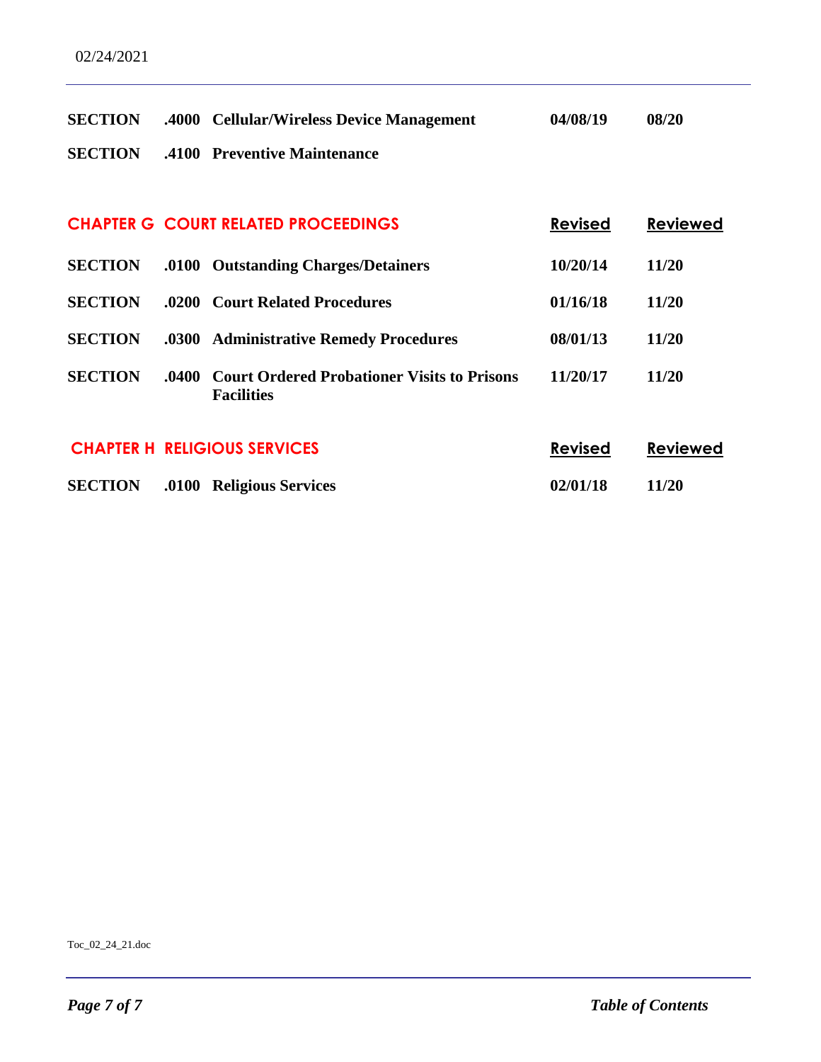| | | | | |
|---|---|---|---|---|
| **SECTION** | **.4000** | **Cellular/Wireless Device Management** | **04/08/19** | **08/20** |
| **SECTION** | **.4100** | **Preventive Maintenance** | | |

## CHAPTER G COURT RELATED PROCEEDINGS

| | | | **Revised** | **Reviewed** |
|---|---|---|---|---|
| **SECTION** | **.0100** | **Outstanding Charges/Detainers** | **10/20/14** | **11/20** |
| **SECTION** | **.0200** | **Court Related Procedures** | **01/16/18** | **11/20** |
| **SECTION** | **.0300** | **Administrative Remedy Procedures** | **08/01/13** | **11/20** |
| **SECTION** | **.0400** | **Court Ordered Probationer Visits to Prisons Facilities** | **11/20/17** | **11/20** |

## CHAPTER H RELIGIOUS SERVICES

| | | | **Revised** | **Reviewed** |
|---|---|---|---|---|
| **SECTION** | **.0100** | **Religious Services** | **02/01/18** | **11/20** |

Toc_02_24_21.doc